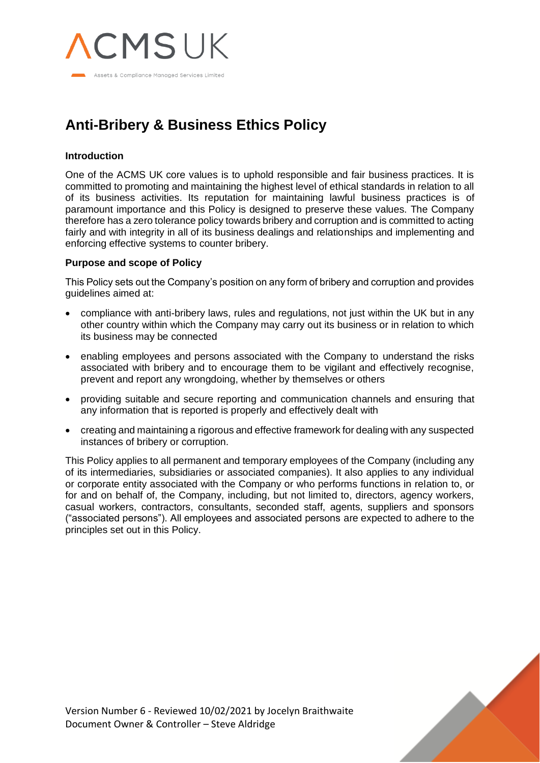# Anti-Bribery & Business Ethics Policy

### Introduction

One of the ACMS UK core values is to uphold responsible and fair business practices. It is committed to promoting and maintaining the highest level of ethical standards in relation to all of its business activities. Its reputation for maintaining lawful business practices is of paramount importance and this Policy is designed to preserve these values. The Company therefore has a zero tolerance policy towards bribery and corruption and is committed to acting fairly and with integrity in all of its business dealings and relationships and implementing and enforcing effective systems to counter bribery.

### Purpose and scope of Policy

This Policy sets out the Company's position on any form of bribery and corruption and provides guidelines aimed at:

- compliance with anti-bribery laws, rules and regulations, not just within the UK but in any other country within which the Company may carry out its business or in relation to which its business may be connected
- enabling employees and persons associated with the Company to understand the risks associated with bribery and to encourage them to be vigilant and effectively recognise, prevent and report any wrongdoing, whether by themselves or others
- providing suitable and secure reporting and communication channels and ensuring that any information that is reported is properly and effectively dealt with
- creating and maintaining a rigorous and effective framework for dealing with any suspected instances of bribery or corruption.

This Policy applies to all permanent and temporary employees of the Company (including any of its intermediaries, subsidiaries or associated companies). It also applies to any individual or corporate entity associated with the Company or who performs functions in relation to, or for and on behalf of, the Company, including, but not limited to, directors, agency workers, casual workers, contractors, consultants, seconded staff, agents, suppliers and sponsors ("associated persons"). All employees and associated persons are expected to adhere to the principles set out in this Policy.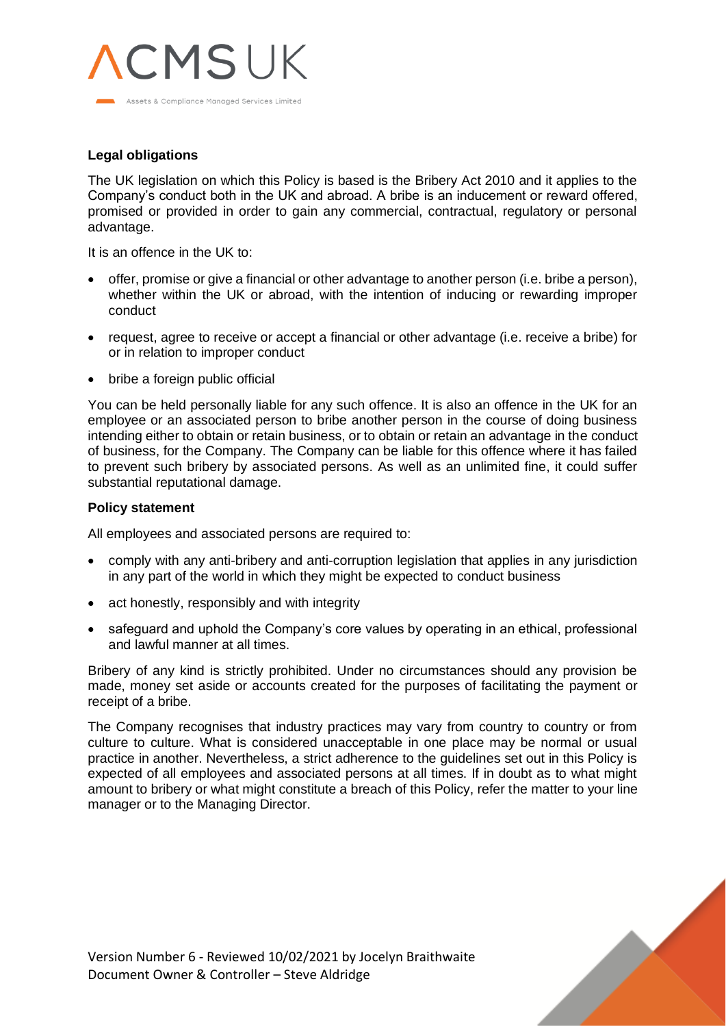**Legal obligations**

The UK legislation on which this Policy is based is the Bribery Act 2010 and it applies to the Company's conduct both in the UK and abroad. A bribe is an inducement or reward offered, promised or provided in order to gain any commercial, contractual, regulatory or personal advantage.

It is an offence in the UK to:

- offer, promise or give a financial or other advantage to another person (i.e. bribe a person), whether within the UK or abroad, with the intention of inducing or rewarding improper conduct
- request, agree to receive or accept a financial or other advantage (i.e. receive a bribe) for or in relation to improper conduct
- bribe a foreign public official

You can be held personally liable for any such offence. It is also an offence in the UK for an employee or an associated person to bribe another person in the course of doing business intending either to obtain or retain business, or to obtain or retain an advantage in the conduct of business, for the Company. The Company can be liable for this offence where it has failed to prevent such bribery by associated persons. As well as an unlimited fine, it could suffer substantial reputational damage.

**Policy statement**

All employees and associated persons are required to:

- comply with any anti-bribery and anti-corruption legislation that applies in any jurisdiction in any part of the world in which they might be expected to conduct business
- act honestly, responsibly and with integrity
- safeguard and uphold the Company's core values by operating in an ethical, professional and lawful manner at all times.

Bribery of any kind is strictly prohibited. Under no circumstances should any provision be made, money set aside or accounts created for the purposes of facilitating the payment or receipt of a bribe.

The Company recognises that industry practices may vary from country to country or from culture to culture. What is considered unacceptable in one place may be normal or usual practice in another. Nevertheless, a strict adherence to the guidelines set out in this Policy is expected of all employees and associated persons at all times. If in doubt as to what might amount to bribery or what might constitute a breach of this Policy, refer the matter to your line manager or to the Managing Director.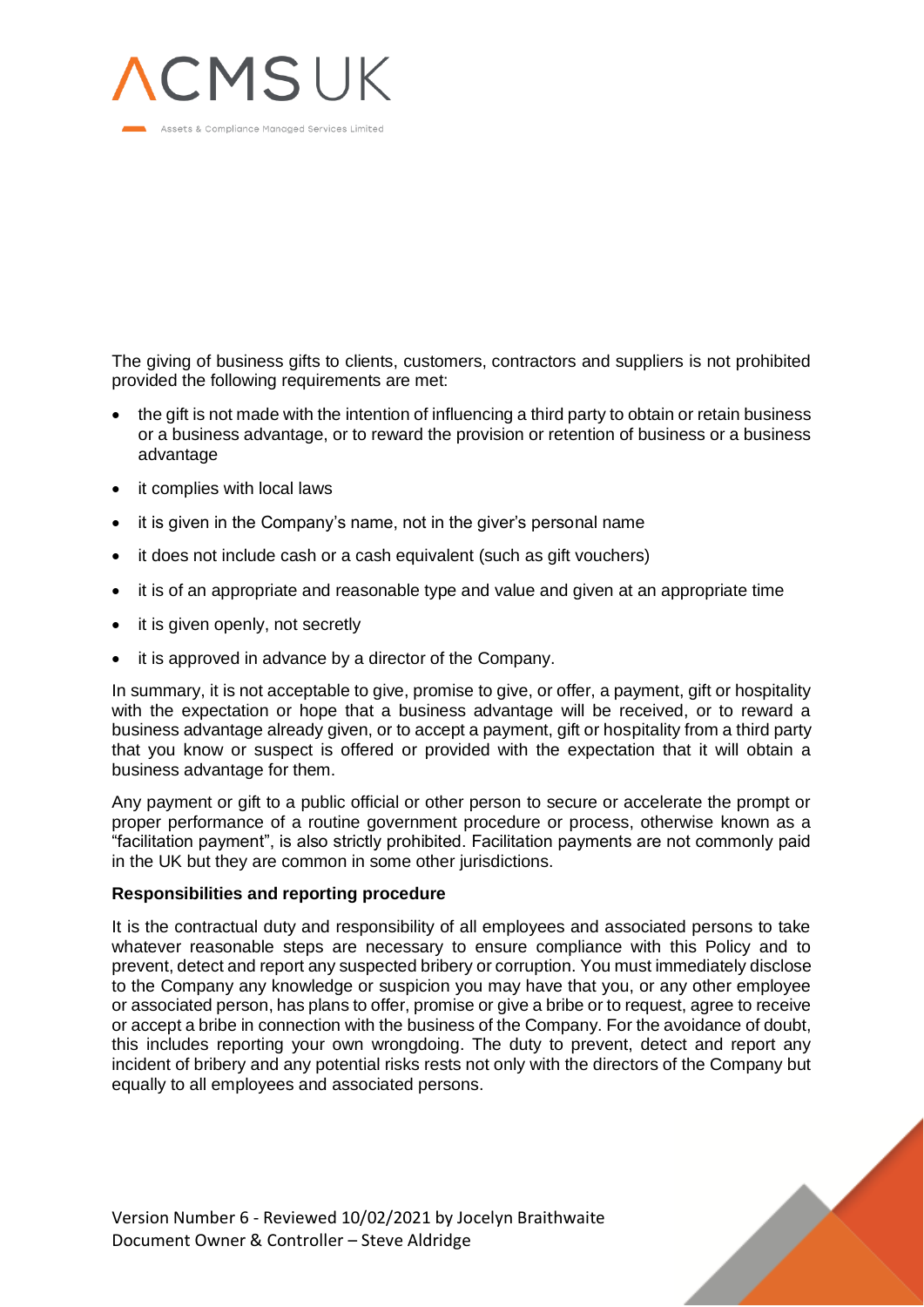The giving of business gifts to clients, customers, contractors and suppliers is not prohibited provided the following requirements are met:

- the gift is not made with the intention of influencing a third party to obtain or retain business or a business advantage, or to reward the provision or retention of business or a business advantage
- it complies with local laws
- it is given in the Company's name, not in the giver's personal name
- it does not include cash or a cash equivalent (such as gift vouchers)
- it is of an appropriate and reasonable type and value and given at an appropriate time
- it is given openly, not secretly
- it is approved in advance by a director of the Company.

In summary, it is not acceptable to give, promise to give, or offer, a payment, gift or hospitality with the expectation or hope that a business advantage will be received, or to reward a business advantage already given, or to accept a payment, gift or hospitality from a third party that you know or suspect is offered or provided with the expectation that it will obtain a business advantage for them.

Any payment or gift to a public official or other person to secure or accelerate the prompt or proper performance of a routine government procedure or process, otherwise known as a "facilitation payment", is also strictly prohibited. Facilitation payments are not commonly paid in the UK but they are common in some other jurisdictions.

**Responsibilities and reporting procedure**

It is the contractual duty and responsibility of all employees and associated persons to take whatever reasonable steps are necessary to ensure compliance with this Policy and to prevent, detect and report any suspected bribery or corruption. You must immediately disclose to the Company any knowledge or suspicion you may have that you, or any other employee or associated person, has plans to offer, promise or give a bribe or to request, agree to receive or accept a bribe in connection with the business of the Company. For the avoidance of doubt, this includes reporting your own wrongdoing. The duty to prevent, detect and report any incident of bribery and any potential risks rests not only with the directors of the Company but equally to all employees and associated persons.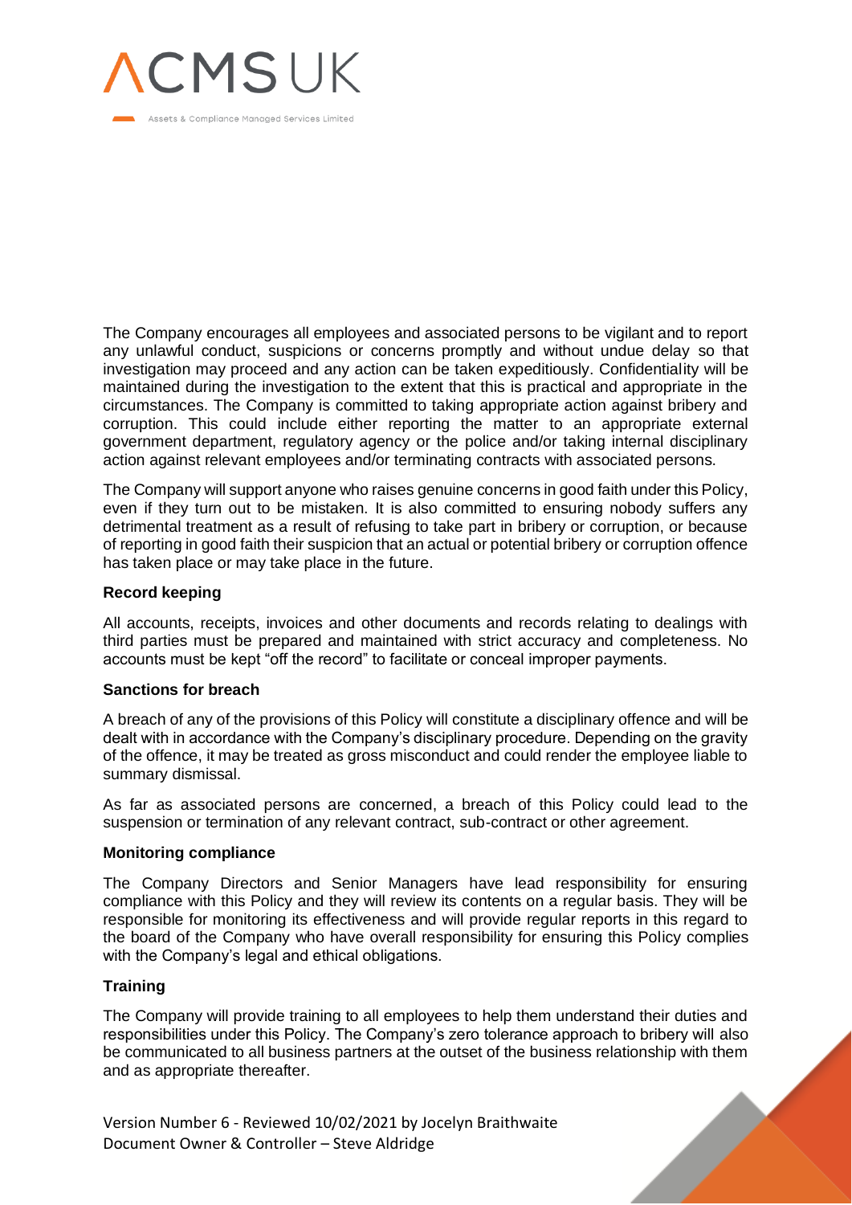The Company encourages all employees and associated persons to be vigilant and to report any unlawful conduct, suspicions or concerns promptly and without undue delay so that investigation may proceed and any action can be taken expeditiously. Confidentiality will be maintained during the investigation to the extent that this is practical and appropriate in the circumstances. The Company is committed to taking appropriate action against bribery and corruption. This could include either reporting the matter to an appropriate external government department, regulatory agency or the police and/or taking internal disciplinary action against relevant employees and/or terminating contracts with associated persons.

The Company will support anyone who raises genuine concerns in good faith under this Policy, even if they turn out to be mistaken. It is also committed to ensuring nobody suffers any detrimental treatment as a result of refusing to take part in bribery or corruption, or because of reporting in good faith their suspicion that an actual or potential bribery or corruption offence has taken place or may take place in the future.

**Record keeping**

All accounts, receipts, invoices and other documents and records relating to dealings with third parties must be prepared and maintained with strict accuracy and completeness. No accounts must be kept "off the record" to facilitate or conceal improper payments.

**Sanctions for breach**

A breach of any of the provisions of this Policy will constitute a disciplinary offence and will be dealt with in accordance with the Company's disciplinary procedure. Depending on the gravity of the offence, it may be treated as gross misconduct and could render the employee liable to summary dismissal.

As far as associated persons are concerned, a breach of this Policy could lead to the suspension or termination of any relevant contract, sub-contract or other agreement.

**Monitoring compliance**

The Company Directors and Senior Managers have lead responsibility for ensuring compliance with this Policy and they will review its contents on a regular basis. They will be responsible for monitoring its effectiveness and will provide regular reports in this regard to the board of the Company who have overall responsibility for ensuring this Policy complies with the Company's legal and ethical obligations.

**Training**

The Company will provide training to all employees to help them understand their duties and responsibilities under this Policy. The Company's zero tolerance approach to bribery will also be communicated to all business partners at the outset of the business relationship with them and as appropriate thereafter.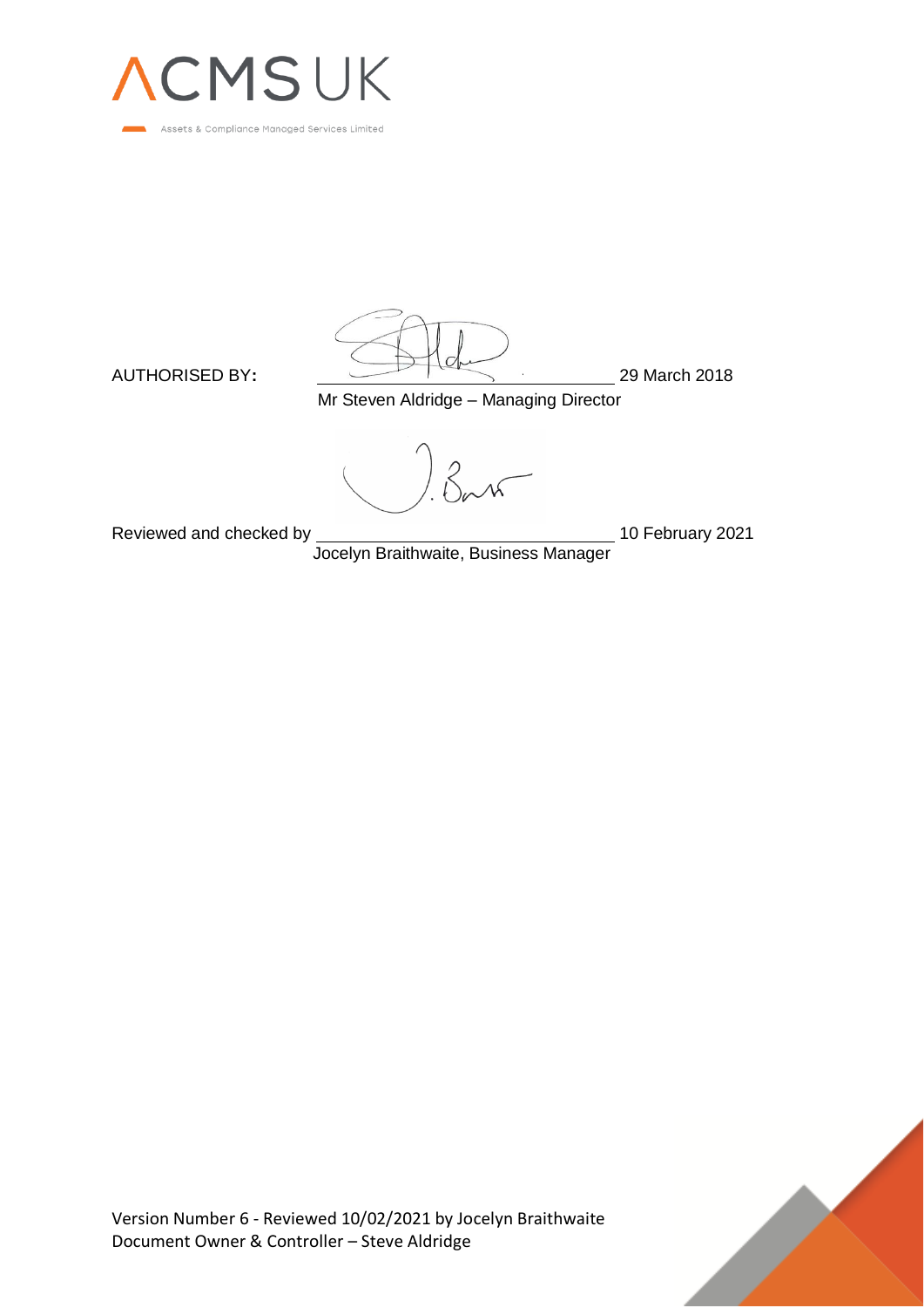ACMS UK

Assets & Compliance Managed Services Limited

AUTHORISED BY: \_\_\_\_\_\_\_\_\_\_\_\_\_\_\_\_\_\_\_\_\_\_\_\_\_\_\_\_\_\_\_\_ 29 March 2018

Mr Steven Aldridge – Managing Director

Reviewed and checked by \_\_\_\_\_\_\_\_\_\_\_\_\_\_\_\_\_\_\_\_\_\_\_\_\_\_\_\_\_\_\_\_ 10 February 2021

Jocelyn Braithwaite, Business Manager

Version Number 6 - Reviewed 10/02/2021 by Jocelyn Braithwaite

Document Owner & Controller – Steve Aldridge